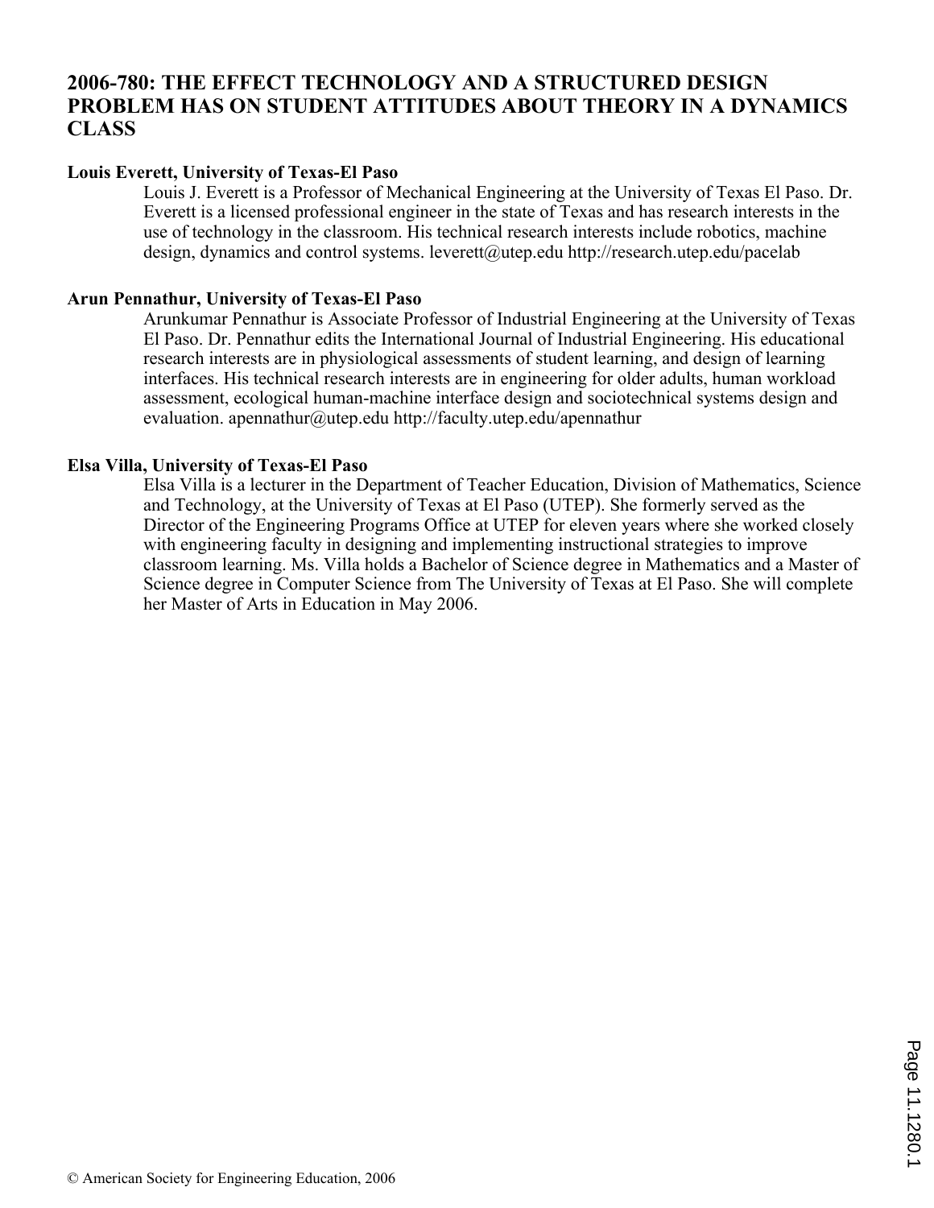# 2006-780: THE EFFECT TECHNOLOGY AND A STRUCTURED DESIGN PROBLEM HAS ON STUDENT ATTITUDES ABOUT THEORY IN A DYNAMICS CLASS

**Louis Everett, University of Texas-El Paso**

Louis J. Everett is a Professor of Mechanical Engineering at the University of Texas El Paso. Dr. Everett is a licensed professional engineer in the state of Texas and has research interests in the use of technology in the classroom. His technical research interests include robotics, machine design, dynamics and control systems. leverett@utep.edu http://research.utep.edu/pacelab

**Arun Pennathur, University of Texas-El Paso**

Arunkumar Pennathur is Associate Professor of Industrial Engineering at the University of Texas El Paso. Dr. Pennathur edits the International Journal of Industrial Engineering. His educational research interests are in physiological assessments of student learning, and design of learning interfaces. His technical research interests are in engineering for older adults, human workload assessment, ecological human-machine interface design and sociotechnical systems design and evaluation. apennathur@utep.edu http://faculty.utep.edu/apennathur

**Elsa Villa, University of Texas-El Paso**

Elsa Villa is a lecturer in the Department of Teacher Education, Division of Mathematics, Science and Technology, at the University of Texas at El Paso (UTEP). She formerly served as the Director of the Engineering Programs Office at UTEP for eleven years where she worked closely with engineering faculty in designing and implementing instructional strategies to improve classroom learning. Ms. Villa holds a Bachelor of Science degree in Mathematics and a Master of Science degree in Computer Science from The University of Texas at El Paso. She will complete her Master of Arts in Education in May 2006.

© American Society for Engineering Education, 2006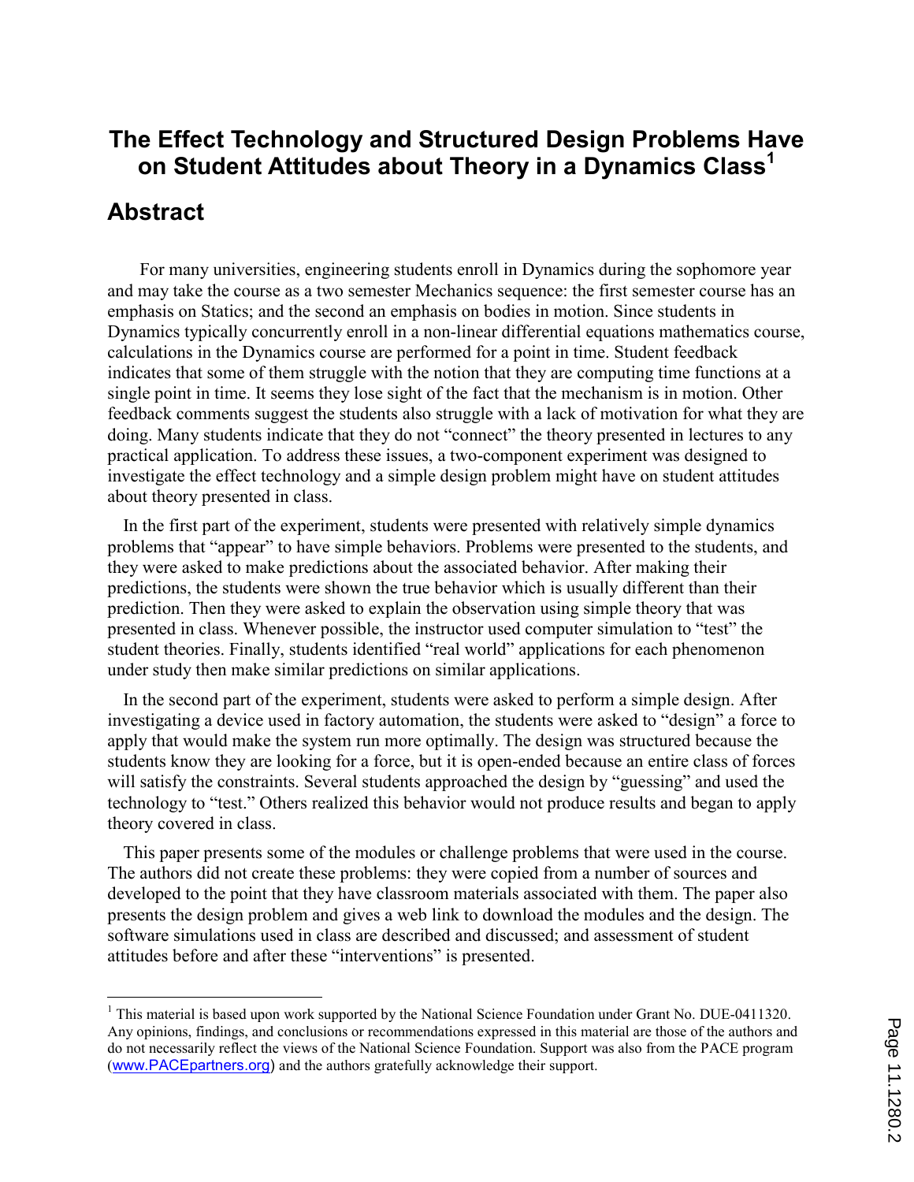# The Effect Technology and Structured Design Problems Have on Student Attitudes about Theory in a Dynamics Class[1]

## Abstract

For many universities, engineering students enroll in Dynamics during the sophomore year and may take the course as a two semester Mechanics sequence: the first semester course has an emphasis on Statics; and the second an emphasis on bodies in motion. Since students in Dynamics typically concurrently enroll in a non-linear differential equations mathematics course, calculations in the Dynamics course are performed for a point in time. Student feedback indicates that some of them struggle with the notion that they are computing time functions at a single point in time. It seems they lose sight of the fact that the mechanism is in motion. Other feedback comments suggest the students also struggle with a lack of motivation for what they are doing. Many students indicate that they do not "connect" the theory presented in lectures to any practical application. To address these issues, a two-component experiment was designed to investigate the effect technology and a simple design problem might have on student attitudes about theory presented in class.

In the first part of the experiment, students were presented with relatively simple dynamics problems that "appear" to have simple behaviors. Problems were presented to the students, and they were asked to make predictions about the associated behavior. After making their predictions, the students were shown the true behavior which is usually different than their prediction. Then they were asked to explain the observation using simple theory that was presented in class. Whenever possible, the instructor used computer simulation to "test" the student theories. Finally, students identified "real world" applications for each phenomenon under study then make similar predictions on similar applications.

In the second part of the experiment, students were asked to perform a simple design. After investigating a device used in factory automation, the students were asked to "design" a force to apply that would make the system run more optimally. The design was structured because the students know they are looking for a force, but it is open-ended because an entire class of forces will satisfy the constraints. Several students approached the design by "guessing" and used the technology to "test." Others realized this behavior would not produce results and began to apply theory covered in class.

This paper presents some of the modules or challenge problems that were used in the course. The authors did not create these problems: they were copied from a number of sources and developed to the point that they have classroom materials associated with them. The paper also presents the design problem and gives a web link to download the modules and the design. The software simulations used in class are described and discussed; and assessment of student attitudes before and after these "interventions" is presented.

---

[1] This material is based upon work supported by the National Science Foundation under Grant No. DUE-0411320. Any opinions, findings, and conclusions or recommendations expressed in this material are those of the authors and do not necessarily reflect the views of the National Science Foundation. Support was also from the PACE program (www.PACEpartners.org) and the authors gratefully acknowledge their support.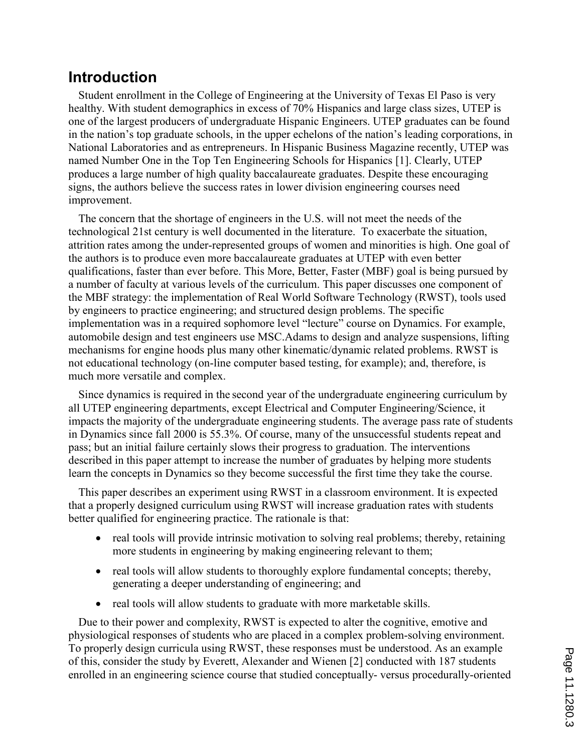## Introduction

Student enrollment in the College of Engineering at the University of Texas El Paso is very healthy. With student demographics in excess of 70% Hispanics and large class sizes, UTEP is one of the largest producers of undergraduate Hispanic Engineers. UTEP graduates can be found in the nation's top graduate schools, in the upper echelons of the nation's leading corporations, in National Laboratories and as entrepreneurs. In Hispanic Business Magazine recently, UTEP was named Number One in the Top Ten Engineering Schools for Hispanics [1]. Clearly, UTEP produces a large number of high quality baccalaureate graduates. Despite these encouraging signs, the authors believe the success rates in lower division engineering courses need improvement.

The concern that the shortage of engineers in the U.S. will not meet the needs of the technological 21st century is well documented in the literature. To exacerbate the situation, attrition rates among the under-represented groups of women and minorities is high. One goal of the authors is to produce even more baccalaureate graduates at UTEP with even better qualifications, faster than ever before. This More, Better, Faster (MBF) goal is being pursued by a number of faculty at various levels of the curriculum. This paper discusses one component of the MBF strategy: the implementation of Real World Software Technology (RWST), tools used by engineers to practice engineering; and structured design problems. The specific implementation was in a required sophomore level "lecture" course on Dynamics. For example, automobile design and test engineers use MSC.Adams to design and analyze suspensions, lifting mechanisms for engine hoods plus many other kinematic/dynamic related problems. RWST is not educational technology (on-line computer based testing, for example); and, therefore, is much more versatile and complex.

Since dynamics is required in the second year of the undergraduate engineering curriculum by all UTEP engineering departments, except Electrical and Computer Engineering/Science, it impacts the majority of the undergraduate engineering students. The average pass rate of students in Dynamics since fall 2000 is 55.3%. Of course, many of the unsuccessful students repeat and pass; but an initial failure certainly slows their progress to graduation. The interventions described in this paper attempt to increase the number of graduates by helping more students learn the concepts in Dynamics so they become successful the first time they take the course.

This paper describes an experiment using RWST in a classroom environment. It is expected that a properly designed curriculum using RWST will increase graduation rates with students better qualified for engineering practice. The rationale is that:

- real tools will provide intrinsic motivation to solving real problems; thereby, retaining more students in engineering by making engineering relevant to them;
- real tools will allow students to thoroughly explore fundamental concepts; thereby, generating a deeper understanding of engineering; and
- real tools will allow students to graduate with more marketable skills.

Due to their power and complexity, RWST is expected to alter the cognitive, emotive and physiological responses of students who are placed in a complex problem-solving environment. To properly design curricula using RWST, these responses must be understood. As an example of this, consider the study by Everett, Alexander and Wienen [2] conducted with 187 students enrolled in an engineering science course that studied conceptually- versus procedurally-oriented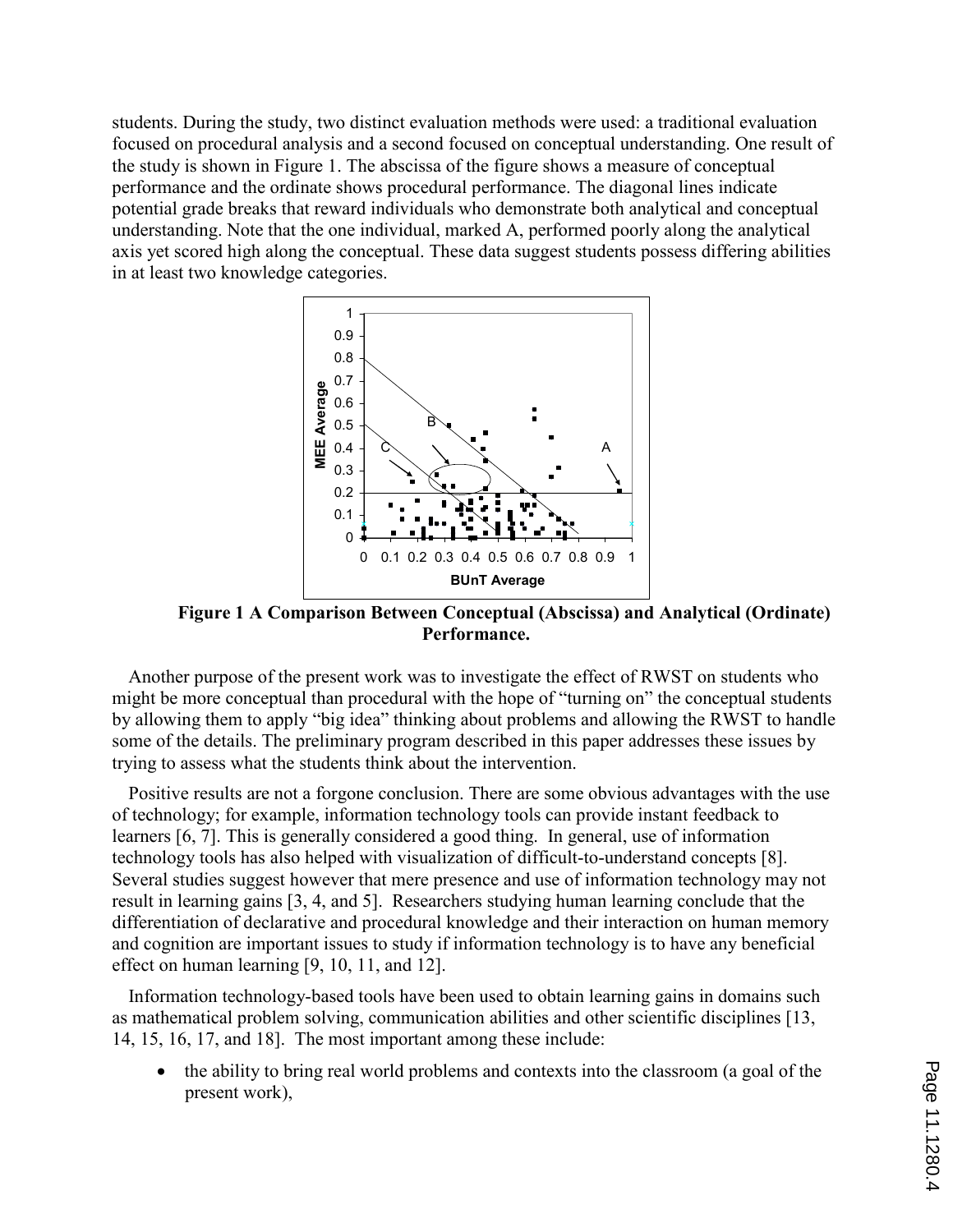students. During the study, two distinct evaluation methods were used: a traditional evaluation focused on procedural analysis and a second focused on conceptual understanding. One result of the study is shown in Figure 1. The abscissa of the figure shows a measure of conceptual performance and the ordinate shows procedural performance. The diagonal lines indicate potential grade breaks that reward individuals who demonstrate both analytical and conceptual understanding. Note that the one individual, marked A, performed poorly along the analytical axis yet scored high along the conceptual. These data suggest students possess differing abilities in at least two knowledge categories.

**Figure 1 A Comparison Between Conceptual (Abscissa) and Analytical (Ordinate) Performance.**

Another purpose of the present work was to investigate the effect of RWST on students who might be more conceptual than procedural with the hope of "turning on" the conceptual students by allowing them to apply "big idea" thinking about problems and allowing the RWST to handle some of the details. The preliminary program described in this paper addresses these issues by trying to assess what the students think about the intervention.

Positive results are not a forgone conclusion. There are some obvious advantages with the use of technology; for example, information technology tools can provide instant feedback to learners [6, 7]. This is generally considered a good thing. In general, use of information technology tools has also helped with visualization of difficult-to-understand concepts [8]. Several studies suggest however that mere presence and use of information technology may not result in learning gains [3, 4, and 5]. Researchers studying human learning conclude that the differentiation of declarative and procedural knowledge and their interaction on human memory and cognition are important issues to study if information technology is to have any beneficial effect on human learning [9, 10, 11, and 12].

Information technology-based tools have been used to obtain learning gains in domains such as mathematical problem solving, communication abilities and other scientific disciplines [13, 14, 15, 16, 17, and 18]. The most important among these include:

- the ability to bring real world problems and contexts into the classroom (a goal of the present work),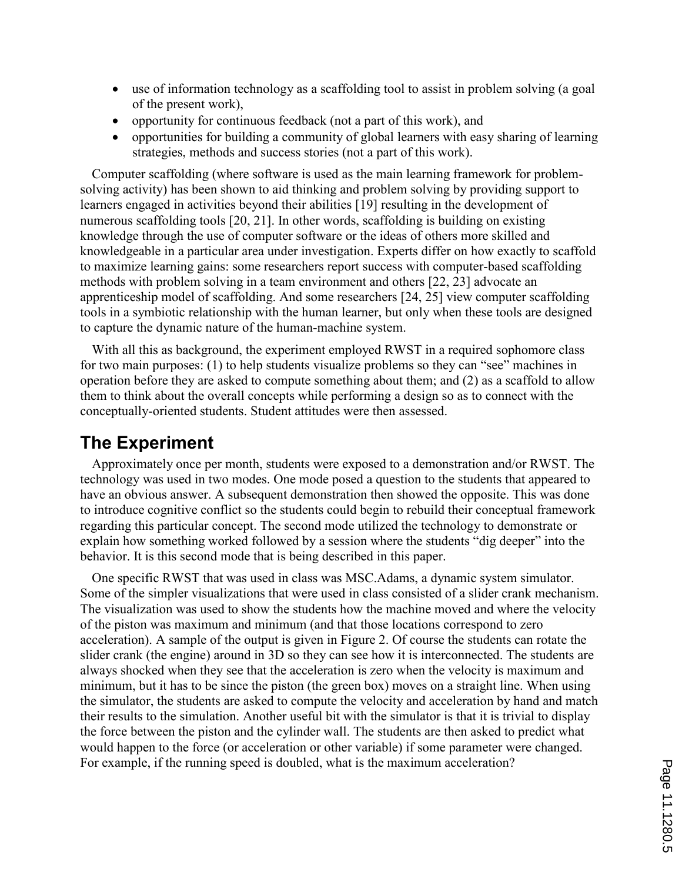- use of information technology as a scaffolding tool to assist in problem solving (a goal of the present work),
- opportunity for continuous feedback (not a part of this work), and
- opportunities for building a community of global learners with easy sharing of learning strategies, methods and success stories (not a part of this work).

Computer scaffolding (where software is used as the main learning framework for problem-solving activity) has been shown to aid thinking and problem solving by providing support to learners engaged in activities beyond their abilities [19] resulting in the development of numerous scaffolding tools [20, 21]. In other words, scaffolding is building on existing knowledge through the use of computer software or the ideas of others more skilled and knowledgeable in a particular area under investigation. Experts differ on how exactly to scaffold to maximize learning gains: some researchers report success with computer-based scaffolding methods with problem solving in a team environment and others [22, 23] advocate an apprenticeship model of scaffolding. And some researchers [24, 25] view computer scaffolding tools in a symbiotic relationship with the human learner, but only when these tools are designed to capture the dynamic nature of the human-machine system.

With all this as background, the experiment employed RWST in a required sophomore class for two main purposes: (1) to help students visualize problems so they can "see" machines in operation before they are asked to compute something about them; and (2) as a scaffold to allow them to think about the overall concepts while performing a design so as to connect with the conceptually-oriented students. Student attitudes were then assessed.

## The Experiment

Approximately once per month, students were exposed to a demonstration and/or RWST. The technology was used in two modes. One mode posed a question to the students that appeared to have an obvious answer. A subsequent demonstration then showed the opposite. This was done to introduce cognitive conflict so the students could begin to rebuild their conceptual framework regarding this particular concept. The second mode utilized the technology to demonstrate or explain how something worked followed by a session where the students "dig deeper" into the behavior. It is this second mode that is being described in this paper.

One specific RWST that was used in class was MSC.Adams, a dynamic system simulator. Some of the simpler visualizations that were used in class consisted of a slider crank mechanism. The visualization was used to show the students how the machine moved and where the velocity of the piston was maximum and minimum (and that those locations correspond to zero acceleration). A sample of the output is given in Figure 2. Of course the students can rotate the slider crank (the engine) around in 3D so they can see how it is interconnected. The students are always shocked when they see that the acceleration is zero when the velocity is maximum and minimum, but it has to be since the piston (the green box) moves on a straight line. When using the simulator, the students are asked to compute the velocity and acceleration by hand and match their results to the simulation. Another useful bit with the simulator is that it is trivial to display the force between the piston and the cylinder wall. The students are then asked to predict what would happen to the force (or acceleration or other variable) if some parameter were changed. For example, if the running speed is doubled, what is the maximum acceleration?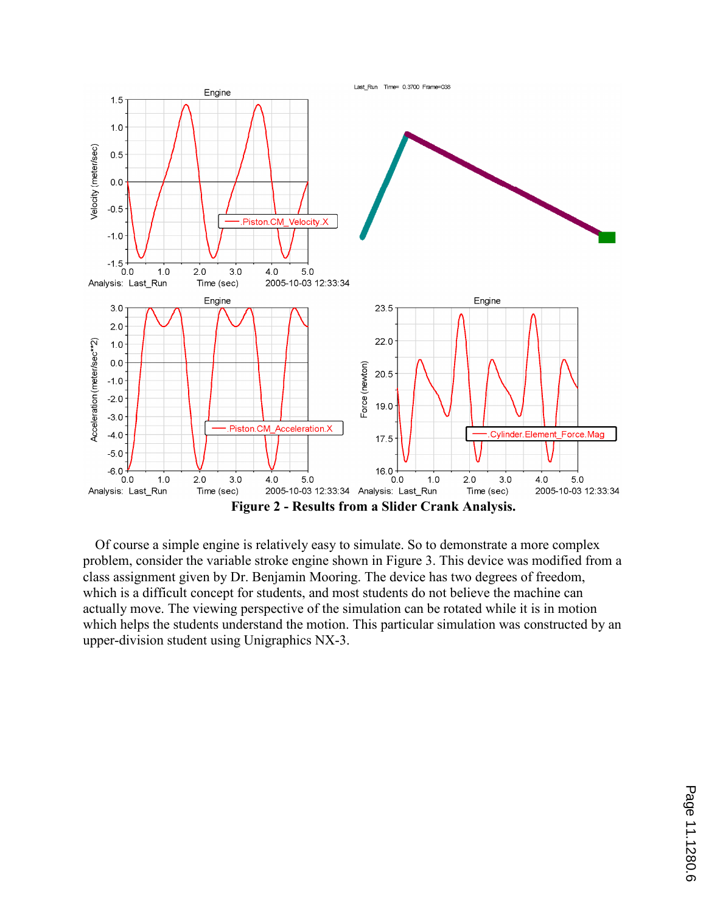**Figure 2 - Results from a Slider Crank Analysis.**

Of course a simple engine is relatively easy to simulate. So to demonstrate a more complex problem, consider the variable stroke engine shown in Figure 3. This device was modified from a class assignment given by Dr. Benjamin Mooring. The device has two degrees of freedom, which is a difficult concept for students, and most students do not believe the machine can actually move. The viewing perspective of the simulation can be rotated while it is in motion which helps the students understand the motion. This particular simulation was constructed by an upper-division student using Unigraphics NX-3.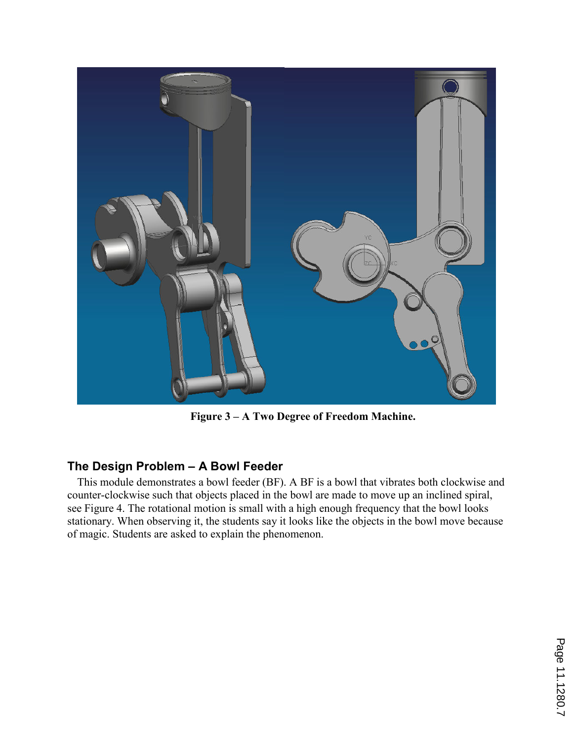**Figure 3 – A Two Degree of Freedom Machine.**

## The Design Problem – A Bowl Feeder

This module demonstrates a bowl feeder (BF). A BF is a bowl that vibrates both clockwise and counter-clockwise such that objects placed in the bowl are made to move up an inclined spiral, see Figure 4. The rotational motion is small with a high enough frequency that the bowl looks stationary. When observing it, the students say it looks like the objects in the bowl move because of magic. Students are asked to explain the phenomenon.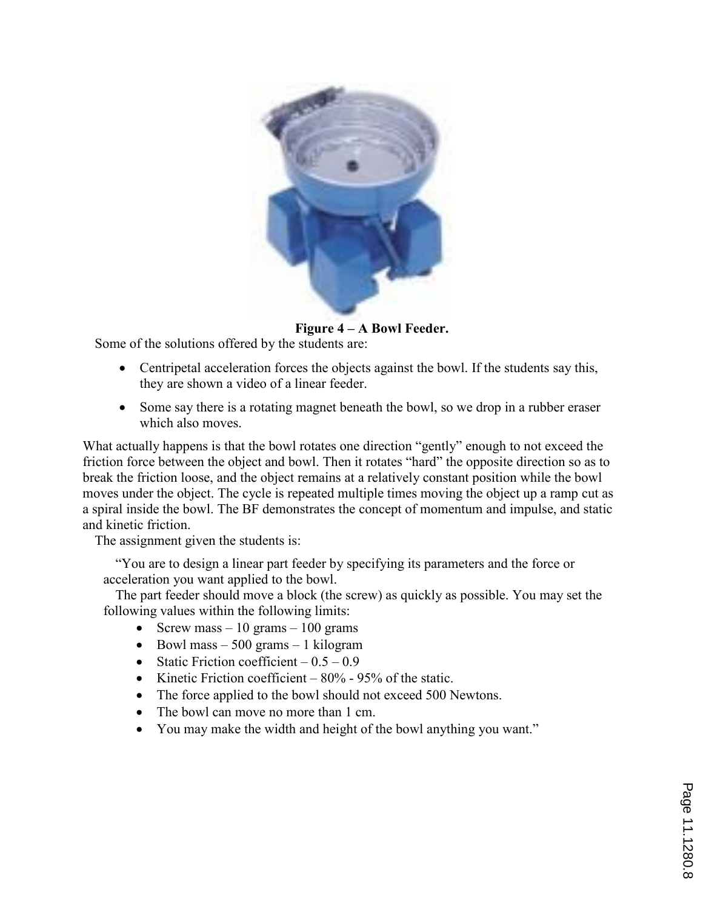**Figure 4 – A Bowl Feeder.**

Some of the solutions offered by the students are:

- Centripetal acceleration forces the objects against the bowl. If the students say this, they are shown a video of a linear feeder.
- Some say there is a rotating magnet beneath the bowl, so we drop in a rubber eraser which also moves.

What actually happens is that the bowl rotates one direction "gently" enough to not exceed the friction force between the object and bowl. Then it rotates "hard" the opposite direction so as to break the friction loose, and the object remains at a relatively constant position while the bowl moves under the object. The cycle is repeated multiple times moving the object up a ramp cut as a spiral inside the bowl. The BF demonstrates the concept of momentum and impulse, and static and kinetic friction.

The assignment given the students is:

"You are to design a linear part feeder by specifying its parameters and the force or acceleration you want applied to the bowl.

The part feeder should move a block (the screw) as quickly as possible. You may set the following values within the following limits:

- Screw mass – 10 grams – 100 grams
- Bowl mass – 500 grams – 1 kilogram
- Static Friction coefficient – 0.5 – 0.9
- Kinetic Friction coefficient – 80% - 95% of the static.
- The force applied to the bowl should not exceed 500 Newtons.
- The bowl can move no more than 1 cm.
- You may make the width and height of the bowl anything you want."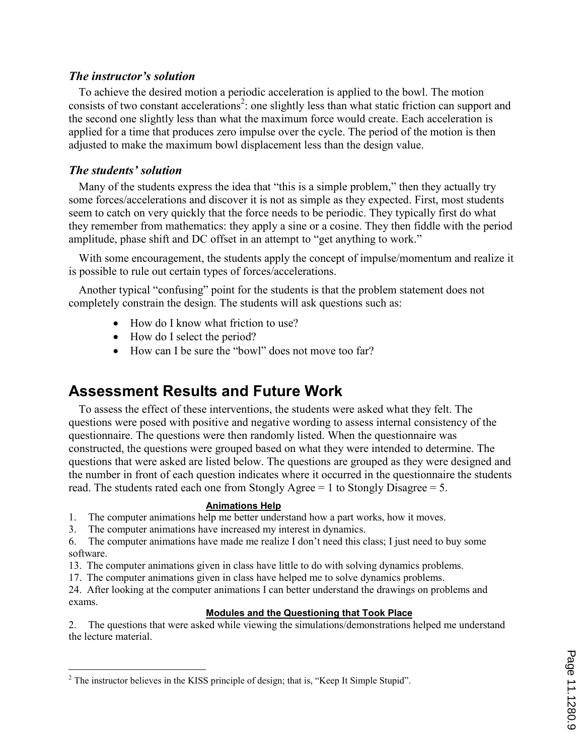### *The instructor's solution*

To achieve the desired motion a periodic acceleration is applied to the bowl. The motion consists of two constant accelerations[2]: one slightly less than what static friction can support and the second one slightly less than what the maximum force would create. Each acceleration is applied for a time that produces zero impulse over the cycle. The period of the motion is then adjusted to make the maximum bowl displacement less than the design value.

### *The students' solution*

Many of the students express the idea that "this is a simple problem," then they actually try some forces/accelerations and discover it is not as simple as they expected. First, most students seem to catch on very quickly that the force needs to be periodic. They typically first do what they remember from mathematics: they apply a sine or a cosine. They then fiddle with the period amplitude, phase shift and DC offset in an attempt to "get anything to work."

With some encouragement, the students apply the concept of impulse/momentum and realize it is possible to rule out certain types of forces/accelerations.

Another typical "confusing" point for the students is that the problem statement does not completely constrain the design. The students will ask questions such as:

- How do I know what friction to use?
- How do I select the period?
- How can I be sure the "bowl" does not move too far?

## Assessment Results and Future Work

To assess the effect of these interventions, the students were asked what they felt. The questions were posed with positive and negative wording to assess internal consistency of the questionnaire. The questions were then randomly listed. When the questionnaire was constructed, the questions were grouped based on what they were intended to determine. The questions that were asked are listed below. The questions are grouped as they were designed and the number in front of each question indicates where it occurred in the questionnaire the students read. The students rated each one from Stongly Agree = 1 to Stongly Disagree = 5.

**Animations Help**

1. The computer animations help me better understand how a part works, how it moves.
3. The computer animations have increased my interest in dynamics.
6. The computer animations have made me realize I don't need this class; I just need to buy some software.
13. The computer animations given in class have little to do with solving dynamics problems.
17. The computer animations given in class have helped me to solve dynamics problems.
24. After looking at the computer animations I can better understand the drawings on problems and exams.

**Modules and the Questioning that Took Place**

2. The questions that were asked while viewing the simulations/demonstrations helped me understand the lecture material.

[2] The instructor believes in the KISS principle of design; that is, "Keep It Simple Stupid".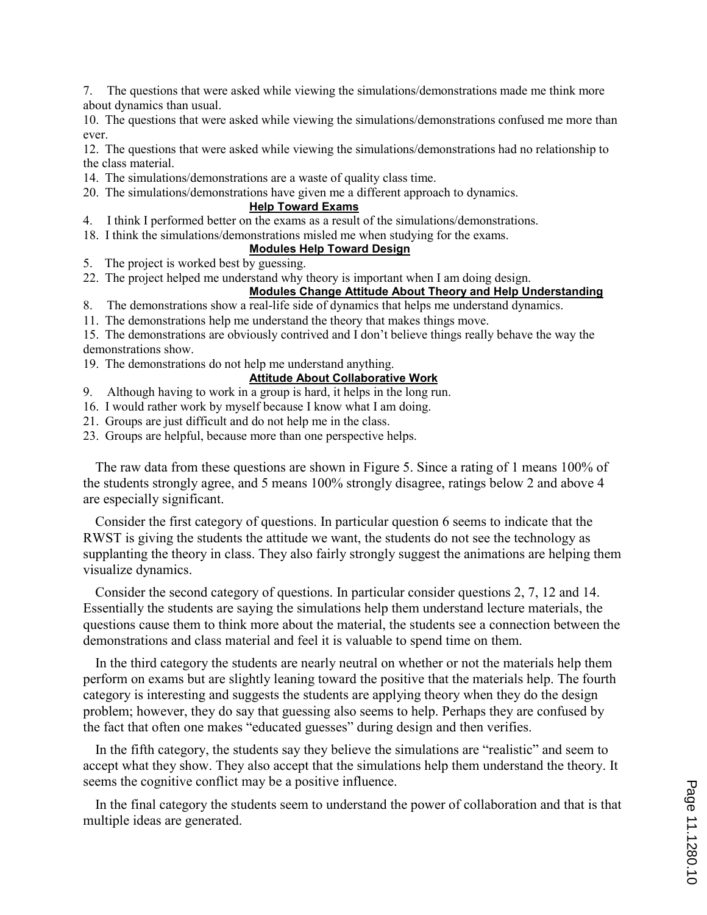7. The questions that were asked while viewing the simulations/demonstrations made me think more about dynamics than usual.
10. The questions that were asked while viewing the simulations/demonstrations confused me more than ever.
12. The questions that were asked while viewing the simulations/demonstrations had no relationship to the class material.
14. The simulations/demonstrations are a waste of quality class time.
20. The simulations/demonstrations have given me a different approach to dynamics.

**Help Toward Exams**

4. I think I performed better on the exams as a result of the simulations/demonstrations.
18. I think the simulations/demonstrations misled me when studying for the exams.

**Modules Help Toward Design**

5. The project is worked best by guessing.
22. The project helped me understand why theory is important when I am doing design.

**Modules Change Attitude About Theory and Help Understanding**

8. The demonstrations show a real-life side of dynamics that helps me understand dynamics.
11. The demonstrations help me understand the theory that makes things move.
15. The demonstrations are obviously contrived and I don't believe things really behave the way the demonstrations show.
19. The demonstrations do not help me understand anything.

**Attitude About Collaborative Work**

9. Although having to work in a group is hard, it helps in the long run.
16. I would rather work by myself because I know what I am doing.
21. Groups are just difficult and do not help me in the class.
23. Groups are helpful, because more than one perspective helps.

The raw data from these questions are shown in Figure 5. Since a rating of 1 means 100% of the students strongly agree, and 5 means 100% strongly disagree, ratings below 2 and above 4 are especially significant.

Consider the first category of questions. In particular question 6 seems to indicate that the RWST is giving the students the attitude we want, the students do not see the technology as supplanting the theory in class. They also fairly strongly suggest the animations are helping them visualize dynamics.

Consider the second category of questions. In particular consider questions 2, 7, 12 and 14. Essentially the students are saying the simulations help them understand lecture materials, the questions cause them to think more about the material, the students see a connection between the demonstrations and class material and feel it is valuable to spend time on them.

In the third category the students are nearly neutral on whether or not the materials help them perform on exams but are slightly leaning toward the positive that the materials help. The fourth category is interesting and suggests the students are applying theory when they do the design problem; however, they do say that guessing also seems to help. Perhaps they are confused by the fact that often one makes "educated guesses" during design and then verifies.

In the fifth category, the students say they believe the simulations are "realistic" and seem to accept what they show. They also accept that the simulations help them understand the theory. It seems the cognitive conflict may be a positive influence.

In the final category the students seem to understand the power of collaboration and that is that multiple ideas are generated.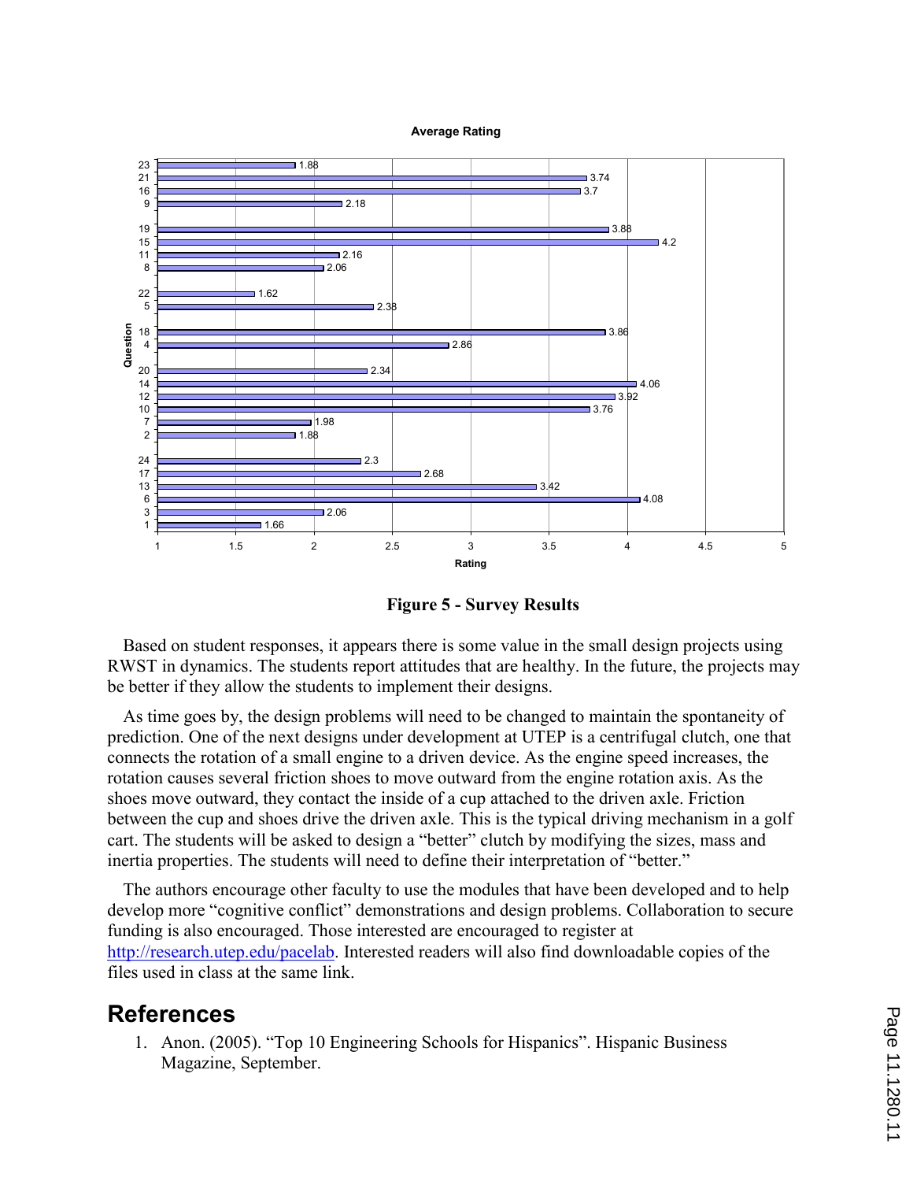Figure 5 - Survey Results

Based on student responses, it appears there is some value in the small design projects using RWST in dynamics. The students report attitudes that are healthy. In the future, the projects may be better if they allow the students to implement their designs.

As time goes by, the design problems will need to be changed to maintain the spontaneity of prediction. One of the next designs under development at UTEP is a centrifugal clutch, one that connects the rotation of a small engine to a driven device. As the engine speed increases, the rotation causes several friction shoes to move outward from the engine rotation axis. As the shoes move outward, they contact the inside of a cup attached to the driven axle. Friction between the cup and shoes drive the driven axle. This is the typical driving mechanism in a golf cart. The students will be asked to design a "better" clutch by modifying the sizes, mass and inertia properties. The students will need to define their interpretation of "better."

The authors encourage other faculty to use the modules that have been developed and to help develop more "cognitive conflict" demonstrations and design problems. Collaboration to secure funding is also encouraged. Those interested are encouraged to register at http://research.utep.edu/pacelab. Interested readers will also find downloadable copies of the files used in class at the same link.

## References

1. Anon. (2005). "Top 10 Engineering Schools for Hispanics". Hispanic Business Magazine, September.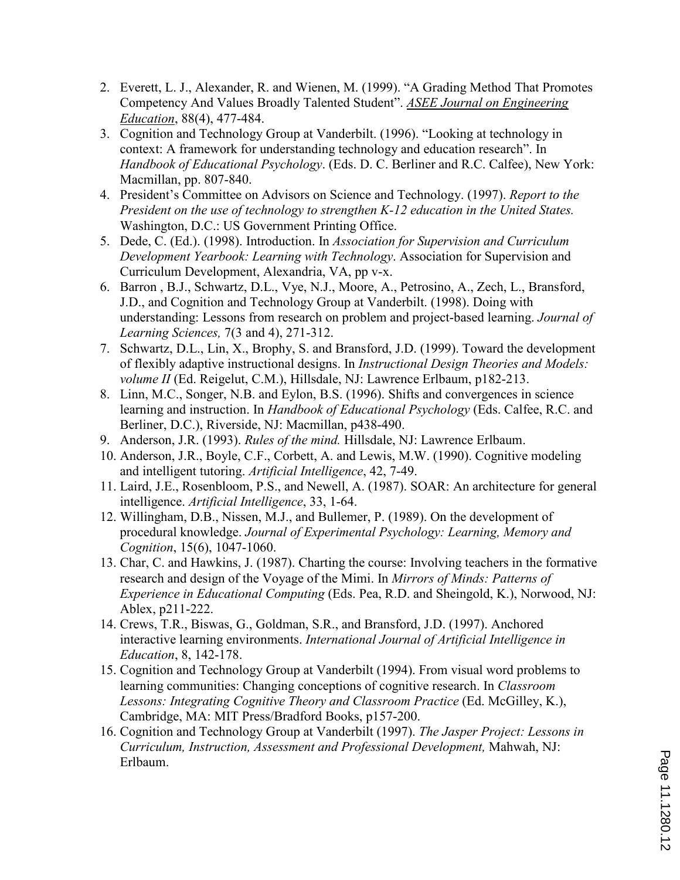2. Everett, L. J., Alexander, R. and Wienen, M. (1999). "A Grading Method That Promotes Competency And Values Broadly Talented Student". *ASEE Journal on Engineering Education*, 88(4), 477-484.
3. Cognition and Technology Group at Vanderbilt. (1996). "Looking at technology in context: A framework for understanding technology and education research". In *Handbook of Educational Psychology*. (Eds. D. C. Berliner and R.C. Calfee), New York: Macmillan, pp. 807-840.
4. President's Committee on Advisors on Science and Technology. (1997). *Report to the President on the use of technology to strengthen K-12 education in the United States.* Washington, D.C.: US Government Printing Office.
5. Dede, C. (Ed.). (1998). Introduction. In *Association for Supervision and Curriculum Development Yearbook: Learning with Technology*. Association for Supervision and Curriculum Development, Alexandria, VA, pp v-x.
6. Barron , B.J., Schwartz, D.L., Vye, N.J., Moore, A., Petrosino, A., Zech, L., Bransford, J.D., and Cognition and Technology Group at Vanderbilt. (1998). Doing with understanding: Lessons from research on problem and project-based learning. *Journal of Learning Sciences,* 7(3 and 4), 271-312.
7. Schwartz, D.L., Lin, X., Brophy, S. and Bransford, J.D. (1999). Toward the development of flexibly adaptive instructional designs. In *Instructional Design Theories and Models: volume II* (Ed. Reigelut, C.M.), Hillsdale, NJ: Lawrence Erlbaum, p182-213.
8. Linn, M.C., Songer, N.B. and Eylon, B.S. (1996). Shifts and convergences in science learning and instruction. In *Handbook of Educational Psychology* (Eds. Calfee, R.C. and Berliner, D.C.), Riverside, NJ: Macmillan, p438-490.
9. Anderson, J.R. (1993). *Rules of the mind.* Hillsdale, NJ: Lawrence Erlbaum.
10. Anderson, J.R., Boyle, C.F., Corbett, A. and Lewis, M.W. (1990). Cognitive modeling and intelligent tutoring. *Artificial Intelligence*, 42, 7-49.
11. Laird, J.E., Rosenbloom, P.S., and Newell, A. (1987). SOAR: An architecture for general intelligence. *Artificial Intelligence*, 33, 1-64.
12. Willingham, D.B., Nissen, M.J., and Bullemer, P. (1989). On the development of procedural knowledge. *Journal of Experimental Psychology: Learning, Memory and Cognition*, 15(6), 1047-1060.
13. Char, C. and Hawkins, J. (1987). Charting the course: Involving teachers in the formative research and design of the Voyage of the Mimi. In *Mirrors of Minds: Patterns of Experience in Educational Computing* (Eds. Pea, R.D. and Sheingold, K.), Norwood, NJ: Ablex, p211-222.
14. Crews, T.R., Biswas, G., Goldman, S.R., and Bransford, J.D. (1997). Anchored interactive learning environments. *International Journal of Artificial Intelligence in Education*, 8, 142-178.
15. Cognition and Technology Group at Vanderbilt (1994). From visual word problems to learning communities: Changing conceptions of cognitive research. In *Classroom Lessons: Integrating Cognitive Theory and Classroom Practice* (Ed. McGilley, K.), Cambridge, MA: MIT Press/Bradford Books, p157-200.
16. Cognition and Technology Group at Vanderbilt (1997). *The Jasper Project: Lessons in Curriculum, Instruction, Assessment and Professional Development,* Mahwah, NJ: Erlbaum.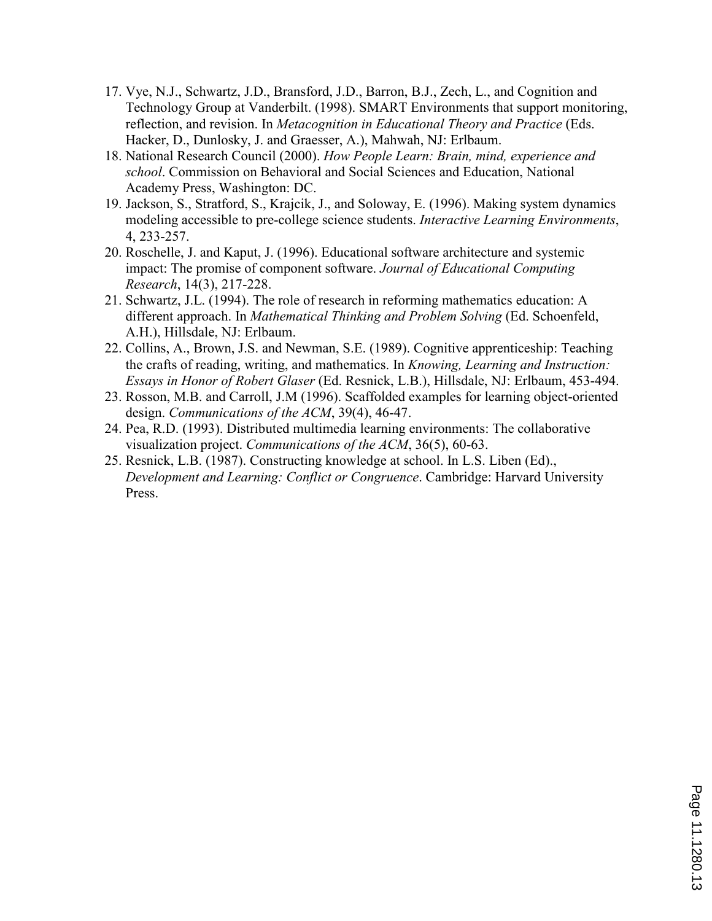17. Vye, N.J., Schwartz, J.D., Bransford, J.D., Barron, B.J., Zech, L., and Cognition and Technology Group at Vanderbilt. (1998). SMART Environments that support monitoring, reflection, and revision. In *Metacognition in Educational Theory and Practice* (Eds. Hacker, D., Dunlosky, J. and Graesser, A.), Mahwah, NJ: Erlbaum.
18. National Research Council (2000). *How People Learn: Brain, mind, experience and school*. Commission on Behavioral and Social Sciences and Education, National Academy Press, Washington: DC.
19. Jackson, S., Stratford, S., Krajcik, J., and Soloway, E. (1996). Making system dynamics modeling accessible to pre-college science students. *Interactive Learning Environments*, 4, 233-257.
20. Roschelle, J. and Kaput, J. (1996). Educational software architecture and systemic impact: The promise of component software. *Journal of Educational Computing Research*, 14(3), 217-228.
21. Schwartz, J.L. (1994). The role of research in reforming mathematics education: A different approach. In *Mathematical Thinking and Problem Solving* (Ed. Schoenfeld, A.H.), Hillsdale, NJ: Erlbaum.
22. Collins, A., Brown, J.S. and Newman, S.E. (1989). Cognitive apprenticeship: Teaching the crafts of reading, writing, and mathematics. In *Knowing, Learning and Instruction: Essays in Honor of Robert Glaser* (Ed. Resnick, L.B.), Hillsdale, NJ: Erlbaum, 453-494.
23. Rosson, M.B. and Carroll, J.M (1996). Scaffolded examples for learning object-oriented design. *Communications of the ACM*, 39(4), 46-47.
24. Pea, R.D. (1993). Distributed multimedia learning environments: The collaborative visualization project. *Communications of the ACM*, 36(5), 60-63.
25. Resnick, L.B. (1987). Constructing knowledge at school. In L.S. Liben (Ed)., *Development and Learning: Conflict or Congruence*. Cambridge: Harvard University Press.